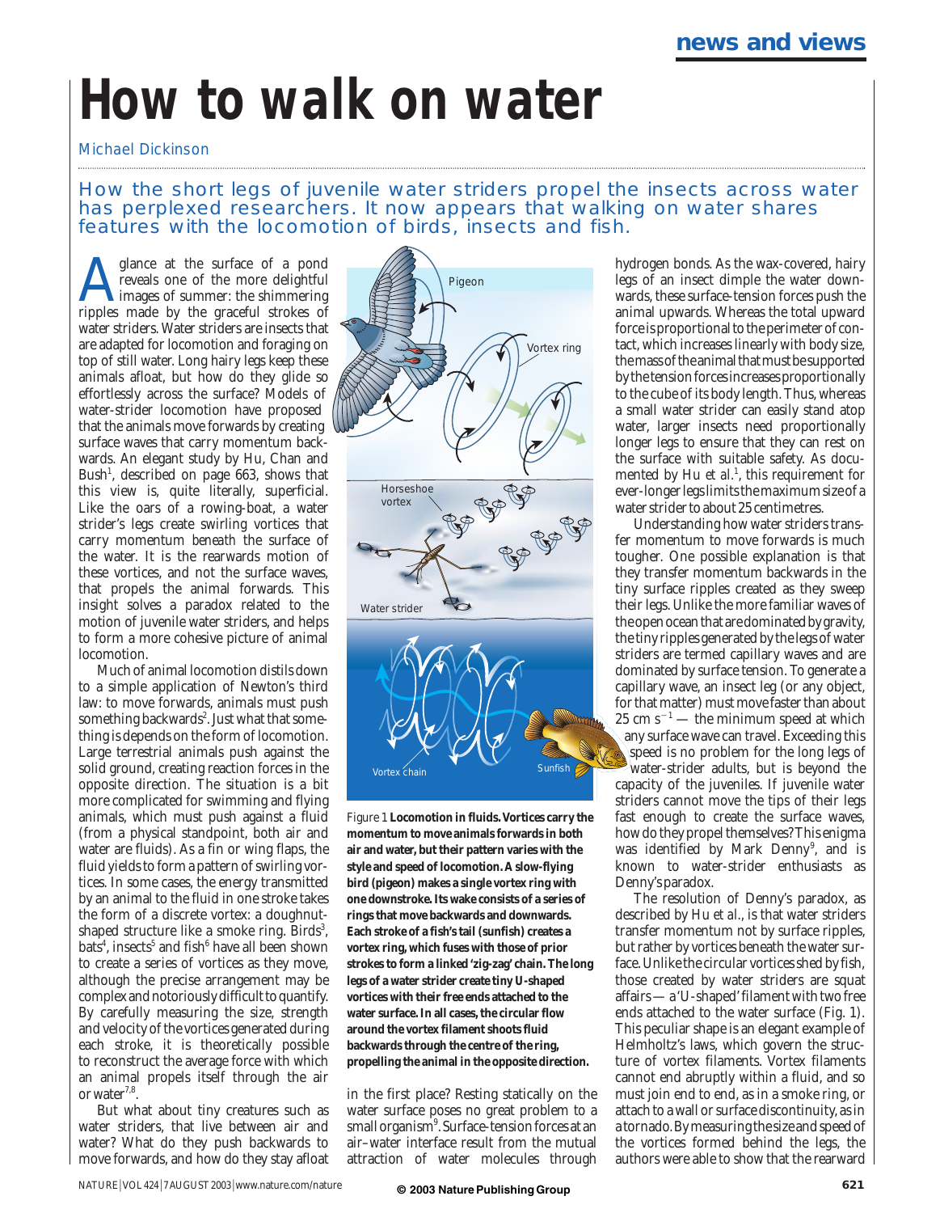# How to walk on water

Michael Dickinson

How the short legs of juvenile water striders propel the insects across water has perplexed researchers. It now appears that walking on water shares features with the locomotion of birds, insects and fish.

A glance at the surface of a pond reveals one of the more delightful images of summer: the shimmering ripples made by the graceful strokes of water striders. Water striders are insects that are adapted for locomotion and foraging on top of still water. Long hairy legs keep these animals afloat, but how do they glide so effortlessly across the surface? Models of water-strider locomotion have proposed that the animals move forwards by creating surface waves that carry momentum backwards. An elegant study by Hu, Chan and Bush[1], described on page 663, shows that this view is, quite literally, superficial. Like the oars of a rowing-boat, a water strider's legs create swirling vortices that carry momentum *beneath* the surface of the water. It is the rearwards motion of these vortices, and not the surface waves, that propels the animal forwards. This insight solves a paradox related to the motion of juvenile water striders, and helps to form a more cohesive picture of animal locomotion.

Much of animal locomotion distils down to a simple application of Newton's third law: to move forwards, animals must push something backwards[2]. Just what that something is depends on the form of locomotion. Large terrestrial animals push against the solid ground, creating reaction forces in the opposite direction. The situation is a bit more complicated for swimming and flying animals, which must push against a fluid (from a physical standpoint, both air and water are fluids). As a fin or wing flaps, the fluid yields to form a pattern of swirling vortices. In some cases, the energy transmitted by an animal to the fluid in one stroke takes the form of a discrete vortex: a doughnut-shaped structure like a smoke ring. Birds[3], bats[4], insects[5] and fish[6] have all been shown to create a series of vortices as they move, although the precise arrangement may be complex and notoriously difficult to quantify. By carefully measuring the size, strength and velocity of the vortices generated during each stroke, it is theoretically possible to reconstruct the average force with which an animal propels itself through the air or water[7,8].

But what about tiny creatures such as water striders, that live between air and water? What do they push backwards to move forwards, and how do they stay afloat in the first place? Resting statically on the water surface poses no great problem to a small organism[9]. Surface-tension forces at an air–water interface result from the mutual attraction of water molecules through hydrogen bonds. As the wax-covered, hairy legs of an insect dimple the water downwards, these surface-tension forces push the animal upwards. Whereas the total upward force is proportional to the perimeter of contact, which increases linearly with body size, the mass of the animal that must be supported by the tension forces increases proportionally to the cube of its body length. Thus, whereas a small water strider can easily stand atop water, larger insects need proportionally longer legs to ensure that they can rest on the surface with suitable safety. As documented by Hu *et al.*[1], this requirement for ever-longer legs limits the maximum size of a water strider to about 25 centimetres.

Pigeon

Vortex ring

Horseshoe vortex

Water strider

Vortex chain

Sunfish

Figure 1 **Locomotion in fluids. Vortices carry the momentum to move animals forwards in both air and water, but their pattern varies with the style and speed of locomotion. A slow-flying bird (pigeon) makes a single vortex ring with one downstroke. Its wake consists of a series of rings that move backwards and downwards. Each stroke of a fish's tail (sunfish) creates a vortex ring, which fuses with those of prior strokes to form a linked 'zig-zag' chain. The long legs of a water strider create tiny U-shaped vortices with their free ends attached to the water surface. In all cases, the circular flow around the vortex filament shoots fluid backwards through the centre of the ring, propelling the animal in the opposite direction.**

Understanding how water striders transfer momentum to move forwards is much tougher. One possible explanation is that they transfer momentum backwards in the tiny surface ripples created as they sweep their legs. Unlike the more familiar waves of the open ocean that are dominated by gravity, the tiny ripples generated by the legs of water striders are termed capillary waves and are dominated by surface tension. To generate a capillary wave, an insect leg (or any object, for that matter) must move faster than about 25 cm $s^{-1}$ — the minimum speed at which any surface wave can travel. Exceeding this speed is no problem for the long legs of water-strider adults, but is beyond the capacity of the juveniles. If juvenile water striders cannot move the tips of their legs fast enough to create the surface waves, how do they propel themselves? This enigma was identified by Mark Denny[9], and is known to water-strider enthusiasts as Denny's paradox.

The resolution of Denny's paradox, as described by Hu *et al.*, is that water striders transfer momentum not by surface ripples, but rather by vortices beneath the water surface. Unlike the circular vortices shed by fish, those created by water striders are squat affairs — a 'U-shaped' filament with two free ends attached to the water surface (Fig. 1). This peculiar shape is an elegant example of Helmholtz's laws, which govern the structure of vortex filaments. Vortex filaments cannot end abruptly within a fluid, and so must join end to end, as in a smoke ring, or attach to a wall or surface discontinuity, as in a tornado. By measuring the size and speed of the vortices formed behind the legs, the authors were able to show that the rearward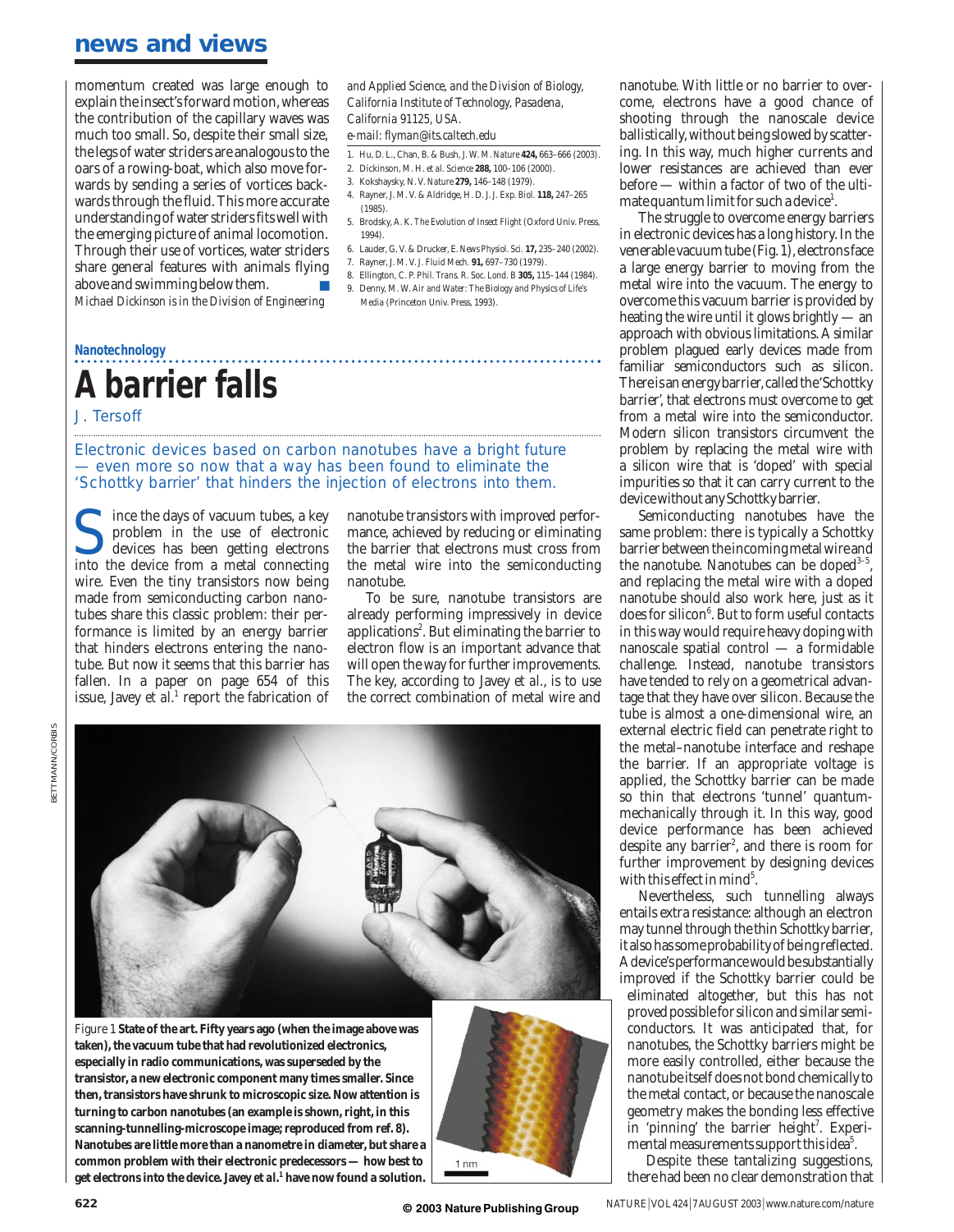momentum created was large enough to explain the insect's forward motion, whereas the contribution of the capillary waves was much too small. So, despite their small size, the legs of water striders are analogous to the oars of a rowing-boat, which also move forwards by sending a series of vortices backwards through the fluid. This more accurate understanding of water striders fits well with the emerging picture of animal locomotion. Through their use of vortices, water striders share general features with animals flying above and swimming below them. ■

*Michael Dickinson is in the Division of Engineering and Applied Science, and the Division of Biology, California Institute of Technology, Pasadena, California 91125, USA.*
*e-mail: flyman@its.caltech.edu*

1. Hu, D. L., Chan, B. & Bush, J. W. M. *Nature* **424,** 663–666 (2003).
2. Dickinson, M. H. *et al. Science* **288,** 100–106 (2000).
3. Kokshaysky, N. V. *Nature* **279,** 146–148 (1979).
4. Rayner, J. M. V. & Aldridge, H. D. J. *J. Exp. Biol.* **118,** 247–265 (1985).
5. Brodsky, A. K. *The Evolution of Insect Flight* (Oxford Univ. Press, 1994).
6. Lauder, G. V. & Drucker, E. *News Physiol. Sci.* **17,** 235–240 (2002).
7. Rayner, J. M. V. *J. Fluid Mech.* **91,** 697–730 (1979).
8. Ellington, C. P. *Phil. Trans. R. Soc. Lond. B* **305,** 115–144 (1984).
9. Denny, M. W. *Air and Water: The Biology and Physics of Life's Media* (Princeton Univ. Press, 1993).

**Nanotechnology**

# A barrier falls

J. Tersoff

**Electronic devices based on carbon nanotubes have a bright future — even more so now that a way has been found to eliminate the 'Schottky barrier' that hinders the injection of electrons into them.**

Since the days of vacuum tubes, a key problem in the use of electronic devices has been getting electrons into the device from a metal connecting wire. Even the tiny transistors now being made from semiconducting carbon nanotubes share this classic problem: their performance is limited by an energy barrier that hinders electrons entering the nanotube. But now it seems that this barrier has fallen. In a paper on page 654 of this issue, Javey *et al.*[1] report the fabrication of nanotube transistors with improved performance, achieved by reducing or eliminating the barrier that electrons must cross from the metal wire into the semiconducting nanotube.

To be sure, nanotube transistors are already performing impressively in device applications[2]. But eliminating the barrier to electron flow is an important advance that will open the way for further improvements. The key, according to Javey *et al.*, is to use the correct combination of metal wire and nanotube. With little or no barrier to overcome, electrons have a good chance of shooting through the nanoscale device ballistically, without being slowed by scattering. In this way, much higher currents and lower resistances are achieved than ever before — within a factor of two of the ultimate quantum limit for such a device[1].

The struggle to overcome energy barriers in electronic devices has a long history. In the venerable vacuum tube (Fig. 1), electrons face a large energy barrier to moving from the metal wire into the vacuum. The energy to overcome this vacuum barrier is provided by heating the wire until it glows brightly — an approach with obvious limitations. A similar problem plagued early devices made from familiar semiconductors such as silicon. There is an energy barrier, called the 'Schottky barrier', that electrons must overcome to get from a metal wire into the semiconductor. Modern silicon transistors circumvent the problem by replacing the metal wire with a silicon wire that is 'doped' with special impurities so that it can carry current to the device without any Schottky barrier.

Semiconducting nanotubes have the same problem: there is typically a Schottky barrier between the incoming metal wire and the nanotube. Nanotubes can be doped[3–5], and replacing the metal wire with a doped nanotube should also work here, just as it does for silicon[6]. But to form useful contacts in this way would require heavy doping with nanoscale spatial control — a formidable challenge. Instead, nanotube transistors have tended to rely on a geometrical advantage that they have over silicon. Because the tube is almost a one-dimensional wire, an external electric field can penetrate right to the metal–nanotube interface and reshape the barrier. If an appropriate voltage is applied, the Schottky barrier can be made so thin that electrons 'tunnel' quantum-mechanically through it. In this way, good device performance has been achieved despite any barrier[2], and there is room for further improvement by designing devices with this effect in mind[5].

Nevertheless, such tunnelling always entails extra resistance: although an electron may tunnel through the thin Schottky barrier, it also has some probability of being reflected. A device's performance would be substantially improved if the Schottky barrier could be eliminated altogether, but this has not proved possible for silicon and similar semiconductors. It was anticipated that, for nanotubes, the Schottky barriers might be more easily controlled, either because the nanotube itself does not bond chemically to the metal contact, or because the nanoscale geometry makes the bonding less effective in 'pinning' the barrier height[7]. Experimental measurements support this idea[5].

Despite these tantalizing suggestions, there had been no clear demonstration that

BETTMANN/CORBIS

1 nm

**Figure 1 State of the art. Fifty years ago (when the image above was taken), the vacuum tube that had revolutionized electronics, especially in radio communications, was superseded by the transistor, a new electronic component many times smaller. Since then, transistors have shrunk to microscopic size. Now attention is turning to carbon nanotubes (an example is shown, right, in this scanning-tunnelling-microscope image; reproduced from ref. 8). Nanotubes are little more than a nanometre in diameter, but share a common problem with their electronic predecessors — how best to get electrons into the device. Javey *et al.*[1] have now found a solution.**